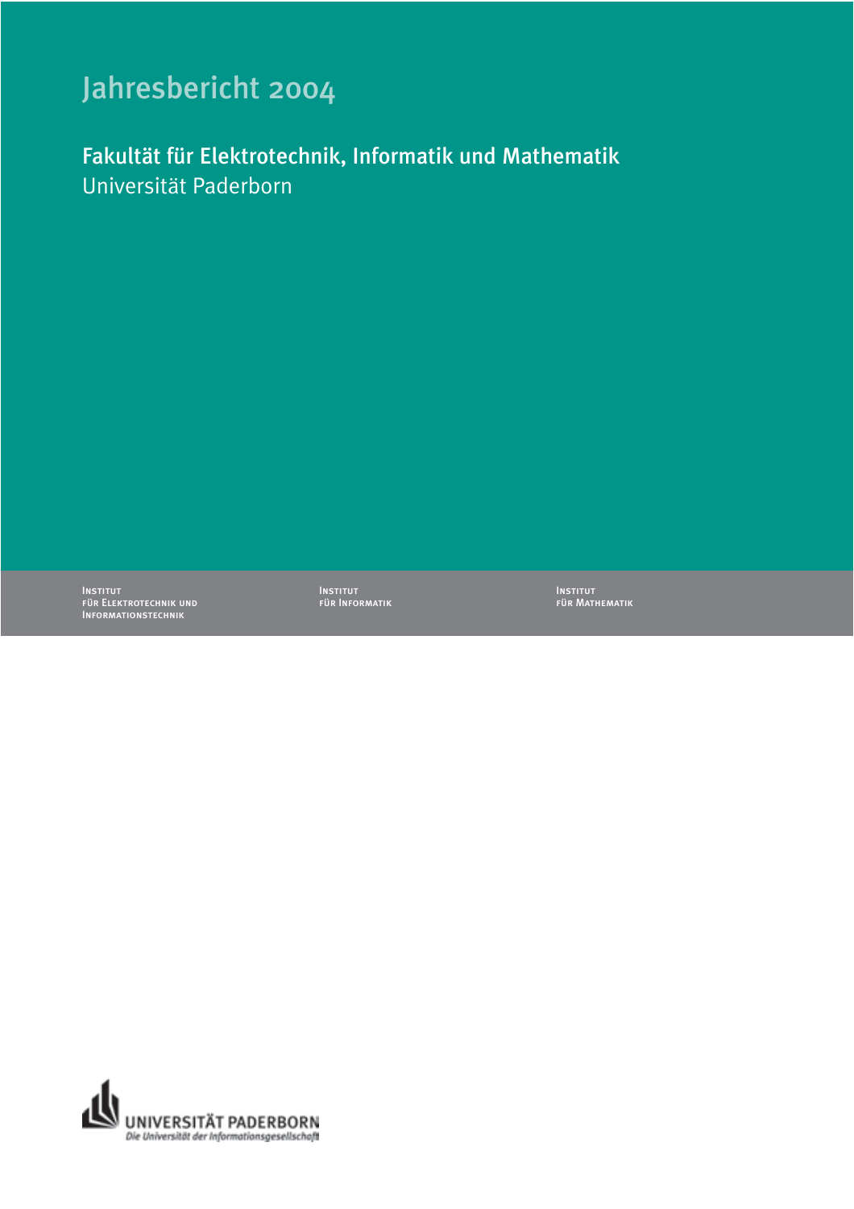# Jahresbericht 2004

## Fakultät für Elektrotechnik, Informatik und Mathematik

Universität Paderborn

INSTITUT
FÜR ELEKTROTECHNIK UND
INFORMATIONSTECHNIK

INSTITUT
FÜR INFORMATIK

INSTITUT
FÜR MATHEMATIK

UNIVERSITÄT PADERBORN
*Die Universität der Informationsgesellschaft*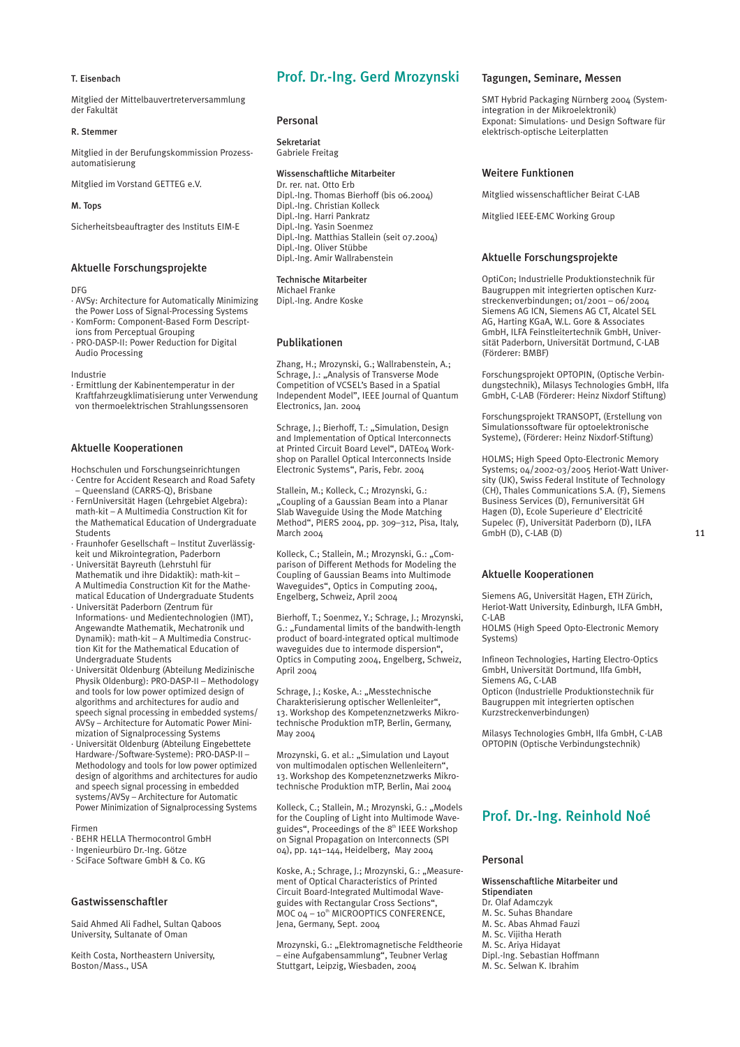#### T. Eisenbach

Mitglied der Mittelbauvertreterversammlung der Fakultät

#### R. Stemmer

Mitglied in der Berufungskommission Prozessautomatisierung

Mitglied im Vorstand GETTEG e.V.

#### M. Tops

Sicherheitsbeauftragter des Instituts EIM-E

### Aktuelle Forschungsprojekte

DFG
- AVSy: Architecture for Automatically Minimizing the Power Loss of Signal-Processing Systems
- KomForm: Component-Based Form Descriptions from Perceptual Grouping
- PRO-DASP-II: Power Reduction for Digital Audio Processing

Industrie
- Ermittlung der Kabinentemperatur in der Kraftfahrzeugklimatisierung unter Verwendung von thermoelektrischen Strahlungssensoren

### Aktuelle Kooperationen

Hochschulen und Forschungseinrichtungen
- Centre for Accident Research and Road Safety – Queensland (CARRS-Q), Brisbane
- FernUniversität Hagen (Lehrgebiet Algebra): math-kit – A Multimedia Construction Kit for the Mathematical Education of Undergraduate Students
- Fraunhofer Gesellschaft – Institut Zuverlässigkeit und Mikrointegration, Paderborn
- Universität Bayreuth (Lehrstuhl für Mathematik und ihre Didaktik): math-kit – A Multimedia Construction Kit for the Mathematical Education of Undergraduate Students
- Universität Paderborn (Zentrum für Informations- und Medientechnologien (IMT), Angewandte Mathematik, Mechatronik und Dynamik): math-kit – A Multimedia Construction Kit for the Mathematical Education of Undergraduate Students
- Universität Oldenburg (Abteilung Medizinische Physik Oldenburg): PRO-DASP-II – Methodology and tools for low power optimized design of algorithms and architectures for audio and speech signal processing in embedded systems/ AVSy – Architecture for Automatic Power Minimization of Signalprocessing Systems
- Universität Oldenburg (Abteilung Eingebettete Hardware-/Software-Systeme): PRO-DASP-II – Methodology and tools for low power optimized design of algorithms and architectures for audio and speech signal processing in embedded systems/AVSy – Architecture for Automatic Power Minimization of Signalprocessing Systems

Firmen
- BEHR HELLA Thermocontrol GmbH
- Ingenieurbüro Dr.-Ing. Götze
- SciFace Software GmbH & Co. KG

### Gastwissenschaftler

Said Ahmed Ali Fadhel, Sultan Qaboos University, Sultanate of Oman

Keith Costa, Northeastern University, Boston/Mass., USA

## Prof. Dr.-Ing. Gerd Mrozynski

### Personal

**Sekretariat**
Gabriele Freitag

**Wissenschaftliche Mitarbeiter**
Dr. rer. nat. Otto Erb
Dipl.-Ing. Thomas Bierhoff (bis 06.2004)
Dipl.-Ing. Christian Kolleck
Dipl.-Ing. Harri Pankratz
Dipl.-Ing. Yasin Soenmez
Dipl.-Ing. Matthias Stallein (seit 07.2004)
Dipl.-Ing. Oliver Stübbe
Dipl.-Ing. Amir Wallrabenstein

**Technische Mitarbeiter**
Michael Franke
Dipl.-Ing. Andre Koske

### Publikationen

Zhang, H.; Mrozynski, G.; Wallrabenstein, A.; Schrage, J.: „Analysis of Transverse Mode Competition of VCSEL's Based in a Spatial Independent Model", IEEE Journal of Quantum Electronics, Jan. 2004

Schrage, J.; Bierhoff, T.: „Simulation, Design and Implementation of Optical Interconnects at Printed Circuit Board Level", DATE04 Workshop on Parallel Optical Interconnects Inside Electronic Systems", Paris, Febr. 2004

Stallein, M.; Kolleck, C.; Mrozynski, G.: „Coupling of a Gaussian Beam into a Planar Slab Waveguide Using the Mode Matching Method", PIERS 2004, pp. 309–312, Pisa, Italy, March 2004

Kolleck, C.; Stallein, M.; Mrozynski, G.: „Comparison of Different Methods for Modeling the Coupling of Gaussian Beams into Multimode Waveguides", Optics in Computing 2004, Engelberg, Schweiz, April 2004

Bierhoff, T.; Soenmez, Y.; Schrage, J.; Mrozynski, G.: „Fundamental limits of the bandwith-length product of board-integrated optical multimode waveguides due to intermode dispersion", Optics in Computing 2004, Engelberg, Schweiz, April 2004

Schrage, J.; Koske, A.: „Messtechnische Charakterisierung optischer Wellenleiter", 13. Workshop des Kompetenznetzwerks Mikrotechnische Produktion mTP, Berlin, Germany, May 2004

Mrozynski, G. et al.: „Simulation und Layout von multimodalen optischen Wellenleitern", 13. Workshop des Kompetenznetzwerks Mikrotechnische Produktion mTP, Berlin, Mai 2004

Kolleck, C.; Stallein, M.; Mrozynski, G.: „Models for the Coupling of Light into Multimode Waveguides", Proceedings of the 8th IEEE Workshop on Signal Propagation on Interconnects (SPI 04), pp. 141–144, Heidelberg, May 2004

Koske, A.; Schrage, J.; Mrozynski, G.: „Measurement of Optical Characteristics of Printed Circuit Board-Integrated Multimodal Waveguides with Rectangular Cross Sections", MOC 04 – 10th MICROOPTICS CONFERENCE, Jena, Germany, Sept. 2004

Mrozynski, G.: „Elektromagnetische Feldtheorie – eine Aufgabensammlung", Teubner Verlag Stuttgart, Leipzig, Wiesbaden, 2004

### Tagungen, Seminare, Messen

SMT Hybrid Packaging Nürnberg 2004 (Systemintegration in der Mikroelektronik)
Exponat: Simulations- und Design Software für elektrisch-optische Leiterplatten

### Weitere Funktionen

Mitglied wissenschaftlicher Beirat C-LAB

Mitglied IEEE-EMC Working Group

### Aktuelle Forschungsprojekte

OptiCon; Industrielle Produktionstechnik für Baugruppen mit integrierten optischen Kurzstreckenverbindungen; 01/2001 – 06/2004 Siemens AG ICN, Siemens AG CT, Alcatel SEL AG, Harting KGaA, W.L. Gore & Associates GmbH, ILFA Feinstleitertechnik GmbH, Universität Paderborn, Universität Dortmund, C-LAB (Förderer: BMBF)

Forschungsprojekt OPTOPIN, (Optische Verbindungstechnik), Milasys Technologies GmbH, Ilfa GmbH, C-LAB (Förderer: Heinz Nixdorf Stiftung)

Forschungsprojekt TRANSOPT, (Erstellung von Simulationssoftware für optoelektronische Systeme), (Förderer: Heinz Nixdorf-Stiftung)

HOLMS; High Speed Opto-Electronic Memory Systems; 04/2002-03/2005 Heriot-Watt University (UK), Swiss Federal Institute of Technology (CH), Thales Communications S.A. (F), Siemens Business Services (D), Fernuniversität GH Hagen (D), Ecole Superieure d' Electricité Supelec (F), Universität Paderborn (D), ILFA GmbH (D), C-LAB (D)

### Aktuelle Kooperationen

Siemens AG, Universität Hagen, ETH Zürich, Heriot-Watt University, Edinburgh, ILFA GmbH, C-LAB
HOLMS (High Speed Opto-Electronic Memory Systems)

Infineon Technologies, Harting Electro-Optics GmbH, Universität Dortmund, Ilfa GmbH, Siemens AG, C-LAB
Opticon (Industrielle Produktionstechnik für Baugruppen mit integrierten optischen Kurzstreckenverbindungen)

Milasys Technologies GmbH, Ilfa GmbH, C-LAB
OPTOPIN (Optische Verbindungstechnik)

## Prof. Dr.-Ing. Reinhold Noé

### Personal

**Wissenschaftliche Mitarbeiter und Stipendiaten**
Dr. Olaf Adamczyk
M. Sc. Suhas Bhandare
M. Sc. Abas Ahmad Fauzi
M. Sc. Vijitha Herath
M. Sc. Ariya Hidayat
Dipl.-Ing. Sebastian Hoffmann
M. Sc. Selwan K. Ibrahim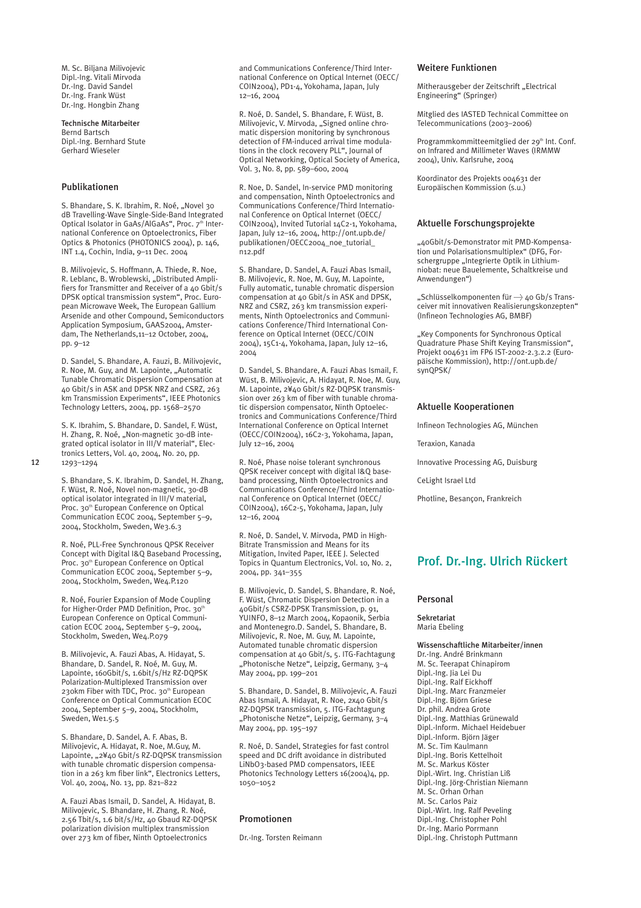M. Sc. Biljana Milivojevic
Dipl.-Ing. Vitali Mirvoda
Dr.-Ing. David Sandel
Dr.-Ing. Frank Wüst
Dr.-Ing. Hongbin Zhang

**Technische Mitarbeiter**
Bernd Bartsch
Dipl.-Ing. Bernhard Stute
Gerhard Wieseler

### Publikationen

S. Bhandare, S. K. Ibrahim, R. Noé, „Novel 30 dB Travelling-Wave Single-Side-Band Integrated Optical Isolator in GaAs/AlGaAs“, Proc. 7th International Conference on Optoelectronics, Fiber Optics & Photonics (PHOTONICS 2004), p. 146, INT 1.4, Cochin, India, 9–11 Dec. 2004

B. Milivojevic, S. Hoffmann, A. Thiede, R. Noe, R. Leblanc, B. Wroblewski, „Distributed Amplifiers for Transmitter and Receiver of a 40 Gbit/s DPSK optical transmission system“, Proc. European Microwave Week, The European Gallium Arsenide and other Compound, Semiconductors Application Symposium, GAAS2004, Amsterdam, The Netherlands,11–12 October, 2004, pp. 9–12

D. Sandel, S. Bhandare, A. Fauzi, B. Milivojevic, R. Noe, M. Guy, and M. Lapointe, „Automatic Tunable Chromatic Dispersion Compensation at 40 Gbit/s in ASK and DPSK NRZ and CSRZ, 263 km Transmission Experiments“, IEEE Photonics Technology Letters, 2004, pp. 1568–2570

S. K. Ibrahim, S. Bhandare, D. Sandel, F. Wüst, H. Zhang, R. Noé, „Non-magnetic 30-dB integrated optical isolator in III/V material“, Electronics Letters, Vol. 40, 2004, No. 20, pp. 1293–1294

S. Bhandare, S. K. Ibrahim, D. Sandel, H. Zhang, F. Wüst, R. Noé, Novel non-magnetic, 30-dB optical isolator integrated in III/V material, Proc. 30th European Conference on Optical Communication ECOC 2004, September 5–9, 2004, Stockholm, Sweden, We3.6.3

R. Noé, PLL-Free Synchronous QPSK Receiver Concept with Digital I&Q Baseband Processing, Proc. 30th European Conference on Optical Communication ECOC 2004, September 5–9, 2004, Stockholm, Sweden, We4.P.120

R. Noé, Fourier Expansion of Mode Coupling for Higher-Order PMD Definition, Proc. 30th European Conference on Optical Communication ECOC 2004, September 5–9, 2004, Stockholm, Sweden, We4.P.079

B. Milivojevic, A. Fauzi Abas, A. Hidayat, S. Bhandare, D. Sandel, R. Noé, M. Guy, M. Lapointe, 160Gbit/s, 1.6bit/s/Hz RZ-DQPSK Polarization-Multiplexed Transmission over 230km Fiber with TDC, Proc. 30th European Conference on Optical Communication ECOC 2004, September 5–9, 2004, Stockholm, Sweden, We1.5.5

S. Bhandare, D. Sandel, A. F. Abas, B. Milivojevic, A. Hidayat, R. Noe, M.Guy, M. Lapointe, „2¥40 Gbit/s RZ-DQPSK transmission with tunable chromatic dispersion compensation in a 263 km fiber link“, Electronics Letters, Vol. 40, 2004, No. 13, pp. 821–822

A. Fauzi Abas Ismail, D. Sandel, A. Hidayat, B. Milivojevic, S. Bhandare, H. Zhang, R. Noé, 2.56 Tbit/s, 1.6 bit/s/Hz, 40 Gbaud RZ-DQPSK polarization division multiplex transmission over 273 km of fiber, Ninth Optoelectronics and Communications Conference/Third International Conference on Optical Internet (OECC/COIN2004), PD1-4, Yokohama, Japan, July 12–16, 2004

R. Noé, D. Sandel, S. Bhandare, F. Wüst, B. Milivojevic, V. Mirvoda, „Signed online chromatic dispersion monitoring by synchronous detection of FM-induced arrival time modulations in the clock recovery PLL“, Journal of Optical Networking, Optical Society of America, Vol. 3, No. 8, pp. 589–600, 2004

R. Noe, D. Sandel, In-service PMD monitoring and compensation, Ninth Optoelectronics and Communications Conference/Third International Conference on Optical Internet (OECC/COIN2004), Invited Tutorial 14C2-1, Yokohama, Japan, July 12–16, 2004, http://ont.upb.de/publikationen/OECC2004_noe_tutorial_n12.pdf

S. Bhandare, D. Sandel, A. Fauzi Abas Ismail, B. Milivojevic, R. Noe, M. Guy, M. Lapointe, Fully automatic, tunable chromatic dispersion compensation at 40 Gbit/s in ASK and DPSK, NRZ and CSRZ, 263 km transmission experiments, Ninth Optoelectronics and Communications Conference/Third International Conference on Optical Internet (OECC/COIN 2004), 15C1-4, Yokohama, Japan, July 12–16, 2004

D. Sandel, S. Bhandare, A. Fauzi Abas Ismail, F. Wüst, B. Milivojevic, A. Hidayat, R. Noe, M. Guy, M. Lapointe, 2¥40 Gbit/s RZ-DQPSK transmission over 263 km of fiber with tunable chromatic dispersion compensator, Ninth Optoelectronics and Communications Conference/Third International Conference on Optical Internet (OECC/COIN2004), 16C2-3, Yokohama, Japan, July 12–16, 2004

R. Noé, Phase noise tolerant synchronous QPSK receiver concept with digital I&Q baseband processing, Ninth Optoelectronics and Communications Conference/Third International Conference on Optical Internet (OECC/COIN2004), 16C2-5, Yokohama, Japan, July 12–16, 2004

R. Noé, D. Sandel, V. Mirvoda, PMD in High-Bitrate Transmission and Means for its Mitigation, Invited Paper, IEEE J. Selected Topics in Quantum Electronics, Vol. 10, No. 2, 2004, pp. 341–355

B. Milivojevic, D. Sandel, S. Bhandare, R. Noé, F. Wüst, Chromatic Dispersion Detection in a 40Gbit/s CSRZ-DPSK Transmission, p. 91, YUINFO, 8–12 March 2004, Kopaonik, Serbia and Montenegro.D. Sandel, S. Bhandare, B. Milivojevic, R. Noe, M. Guy, M. Lapointe, Automated tunable chromatic dispersion compensation at 40 Gbit/s, 5. ITG-Fachtagung „Photonische Netze“, Leipzig, Germany, 3–4 May 2004, pp. 199–201

S. Bhandare, D. Sandel, B. Milivojevic, A. Fauzi Abas Ismail, A. Hidayat, R. Noe, 2x40 Gbit/s RZ-DQPSK transmission, 5. ITG-Fachtagung „Photonische Netze“, Leipzig, Germany, 3–4 May 2004, pp. 195–197

R. Noé, D. Sandel, Strategies for fast control speed and DC drift avoidance in distributed LiNbO3-based PMD compensators, IEEE Photonics Technology Letters 16(2004)4, pp. 1050–1052

### Promotionen

Dr.-Ing. Torsten Reimann

### Weitere Funktionen

Mitherausgeber der Zeitschrift „Electrical Engineering“ (Springer)

Mitglied des IASTED Technical Committee on Telecommunications (2003–2006)

Programmkommitteemitglied der 29th Int. Conf. on Infrared and Millimeter Waves (IRMMW 2004), Univ. Karlsruhe, 2004

Koordinator des Projekts 004631 der Europäischen Kommission (s.u.)

### Aktuelle Forschungsprojekte

„40Gbit/s-Demonstrator mit PMD-Kompensation und Polarisationsmultiplex“ (DFG, Forschergruppe „Integrierte Optik in Lithiumniobat: neue Bauelemente, Schaltkreise und Anwendungen“)

„Schlüsselkomponenten für → 40 Gb/s Transceiver mit innovativen Realisierungskonzepten“ (Infineon Technologies AG, BMBF)

„Key Components for Synchronous Optical Quadrature Phase Shift Keying Transmission“, Projekt 004631 im FP6 IST-2002-2.3.2.2 (Europäische Kommission), http://ont.upb.de/synQPSK/

### Aktuelle Kooperationen

Infineon Technologies AG, München

Teraxion, Kanada

Innovative Processing AG, Duisburg

CeLight Israel Ltd

Photline, Besançon, Frankreich

## Prof. Dr.-Ing. Ulrich Rückert

### Personal

**Sekretariat**
Maria Ebeling

**Wissenschaftliche Mitarbeiter/innen**
Dr.-Ing. André Brinkmann
M. Sc. Teerapat Chinapirom
Dipl.-Ing. Jia Lei Du
Dipl.-Ing. Ralf Eickhoff
Dipl.-Ing. Marc Franzmeier
Dipl.-Ing. Björn Griese
Dr. phil. Andrea Grote
Dipl.-Ing. Matthias Grünewald
Dipl.-Inform. Michael Heidebuer
Dipl.-Inform. Björn Jäger
M. Sc. Tim Kaulmann
Dipl.-Ing. Boris Kettelhoit
M. Sc. Markus Köster
Dipl.-Wirt. Ing. Christian Liß
Dipl.-Ing. Jörg-Christian Niemann
M. Sc. Orhan Orhan
M. Sc. Carlos Paiz
Dipl.-Wirt. Ing. Ralf Peveling
Dipl.-Ing. Christopher Pohl
Dr.-Ing. Mario Porrmann
Dipl.-Ing. Christoph Puttmann